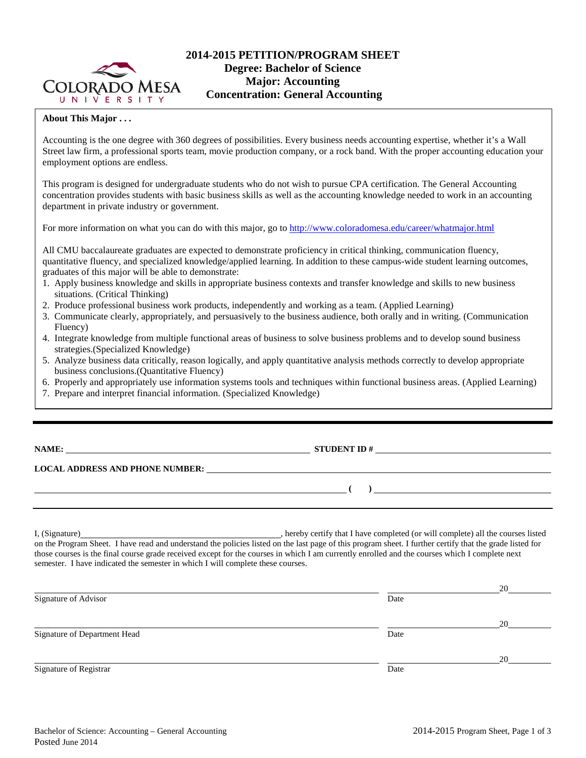# 2014-2015 PETITION/PROGRAM SHEET
## Degree: Bachelor of Science
## Major: Accounting
## Concentration: General Accounting

**About This Major . . .**

Accounting is the one degree with 360 degrees of possibilities. Every business needs accounting expertise, whether it's a Wall Street law firm, a professional sports team, movie production company, or a rock band. With the proper accounting education your employment options are endless.

This program is designed for undergraduate students who do not wish to pursue CPA certification. The General Accounting concentration provides students with basic business skills as well as the accounting knowledge needed to work in an accounting department in private industry or government.

For more information on what you can do with this major, go to http://www.coloradomesa.edu/career/whatmajor.html

All CMU baccalaureate graduates are expected to demonstrate proficiency in critical thinking, communication fluency, quantitative fluency, and specialized knowledge/applied learning. In addition to these campus-wide student learning outcomes, graduates of this major will be able to demonstrate:

1. Apply business knowledge and skills in appropriate business contexts and transfer knowledge and skills to new business situations. (Critical Thinking)
2. Produce professional business work products, independently and working as a team. (Applied Learning)
3. Communicate clearly, appropriately, and persuasively to the business audience, both orally and in writing. (Communication Fluency)
4. Integrate knowledge from multiple functional areas of business to solve business problems and to develop sound business strategies.(Specialized Knowledge)
5. Analyze business data critically, reason logically, and apply quantitative analysis methods correctly to develop appropriate business conclusions.(Quantitative Fluency)
6. Properly and appropriately use information systems tools and techniques within functional business areas. (Applied Learning)
7. Prepare and interpret financial information. (Specialized Knowledge)

---

**NAME:** ______________________________ **STUDENT ID #** ______________________________

**LOCAL ADDRESS AND PHONE NUMBER:** ______________________________

______________________________ **( )** ______________________________

---

I, (Signature)______________________________, hereby certify that I have completed (or will complete) all the courses listed on the Program Sheet. I have read and understand the policies listed on the last page of this program sheet. I further certify that the grade listed for those courses is the final course grade received except for the courses in which I am currently enrolled and the courses which I complete next semester. I have indicated the semester in which I will complete these courses.

______________________________ ______________________________ 20______
Signature of Advisor Date

______________________________ ______________________________ 20______
Signature of Department Head Date

______________________________ ______________________________ 20______
Signature of Registrar Date

Bachelor of Science: Accounting – General Accounting
Posted June 2014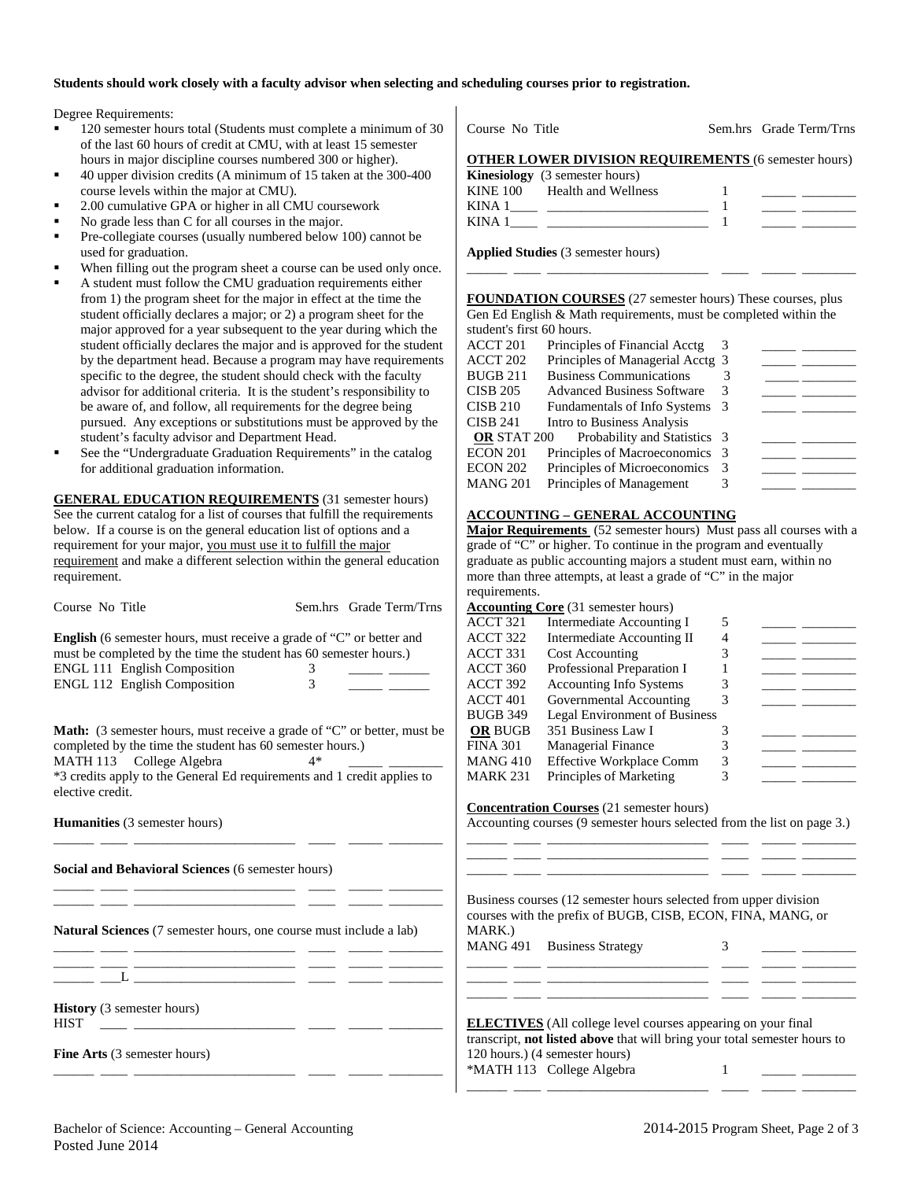**Students should work closely with a faculty advisor when selecting and scheduling courses prior to registration.**

Degree Requirements:

- 120 semester hours total (Students must complete a minimum of 30 of the last 60 hours of credit at CMU, with at least 15 semester hours in major discipline courses numbered 300 or higher).
- 40 upper division credits (A minimum of 15 taken at the 300-400 course levels within the major at CMU).
- 2.00 cumulative GPA or higher in all CMU coursework
- No grade less than C for all courses in the major.
- Pre-collegiate courses (usually numbered below 100) cannot be used for graduation.
- When filling out the program sheet a course can be used only once.
- A student must follow the CMU graduation requirements either from 1) the program sheet for the major in effect at the time the student officially declares a major; or 2) a program sheet for the major approved for a year subsequent to the year during which the student officially declares the major and is approved for the student by the department head. Because a program may have requirements specific to the degree, the student should check with the faculty advisor for additional criteria. It is the student's responsibility to be aware of, and follow, all requirements for the degree being pursued. Any exceptions or substitutions must be approved by the student's faculty advisor and Department Head.
- See the "Undergraduate Graduation Requirements" in the catalog for additional graduation information.

**GENERAL EDUCATION REQUIREMENTS** (31 semester hours) See the current catalog for a list of courses that fulfill the requirements below. If a course is on the general education list of options and a requirement for your major, you must use it to fulfill the major requirement and make a different selection within the general education requirement.

| Course No | Title | Sem.hrs | Grade | Term/Trns |
|---|---|---|---|---|
| **English** (6 semester hours, must receive a grade of "C" or better and must be completed by the time the student has 60 semester hours.) | | | | |
| ENGL 111 | English Composition | 3 | | |
| ENGL 112 | English Composition | 3 | | |
| **Math:** (3 semester hours, must receive a grade of "C" or better, must be completed by the time the student has 60 semester hours.) | | | | |
| MATH 113 | College Algebra | 4* | | |

*3 credits apply to the General Ed requirements and 1 credit applies to elective credit.

| Course No | Title | Sem.hrs | Grade | Term/Trns |
|---|---|---|---|---|
| **Humanities** (3 semester hours) | | | | |
| | | | | |
| **Social and Behavioral Sciences** (6 semester hours) | | | | |
| | | | | |
| | | | | |
| **Natural Sciences** (7 semester hours, one course must include a lab) | | | | |
| | | | | |
| | | | | |
| ___L | | | | |
| **History** (3 semester hours) | | | | |
| HIST | | | | |
| **Fine Arts** (3 semester hours) | | | | |
| | | | | |

**OTHER LOWER DIVISION REQUIREMENTS** (6 semester hours)

| Course No | Title | Sem.hrs | Grade | Term/Trns |
|---|---|---|---|---|
| **Kinesiology** (3 semester hours) | | | | |
| KINE 100 | Health and Wellness | 1 | | |
| KINA 1____ | | 1 | | |
| KINA 1____ | | 1 | | |
| **Applied Studies** (3 semester hours) | | | | |
| | | | | |

**FOUNDATION COURSES** (27 semester hours) These courses, plus Gen Ed English & Math requirements, must be completed within the student's first 60 hours.

| Course No | Title | Sem.hrs | Grade | Term/Trns |
|---|---|---|---|---|
| ACCT 201 | Principles of Financial Acctg | 3 | | |
| ACCT 202 | Principles of Managerial Acctg | 3 | | |
| BUGB 211 | Business Communications | 3 | | |
| CISB 205 | Advanced Business Software | 3 | | |
| CISB 210 | Fundamentals of Info Systems | 3 | | |
| CISB 241 | Intro to Business Analysis | | | |
| **OR** STAT 200 | Probability and Statistics | 3 | | |
| ECON 201 | Principles of Macroeconomics | 3 | | |
| ECON 202 | Principles of Microeconomics | 3 | | |
| MANG 201 | Principles of Management | 3 | | |

**ACCOUNTING – GENERAL ACCOUNTING**

**Major Requirements** (52 semester hours) Must pass all courses with a grade of "C" or higher. To continue in the program and eventually graduate as public accounting majors a student must earn, within no more than three attempts, at least a grade of "C" in the major requirements.

**Accounting Core** (31 semester hours)

| Course No | Title | Sem.hrs | Grade | Term/Trns |
|---|---|---|---|---|
| ACCT 321 | Intermediate Accounting I | 5 | | |
| ACCT 322 | Intermediate Accounting II | 4 | | |
| ACCT 331 | Cost Accounting | 3 | | |
| ACCT 360 | Professional Preparation I | 1 | | |
| ACCT 392 | Accounting Info Systems | 3 | | |
| ACCT 401 | Governmental Accounting | 3 | | |
| BUGB 349 | Legal Environment of Business | | | |
| **OR** BUGB | 351 Business Law I | 3 | | |
| FINA 301 | Managerial Finance | 3 | | |
| MANG 410 | Effective Workplace Comm | 3 | | |
| MARK 231 | Principles of Marketing | 3 | | |

**Concentration Courses** (21 semester hours)

Accounting courses (9 semester hours selected from the list on page 3.)

| Course No | Title | Sem.hrs | Grade | Term/Trns |
|---|---|---|---|---|
| | | | | |
| | | | | |
| | | | | |

Business courses (12 semester hours selected from upper division courses with the prefix of BUGB, CISB, ECON, FINA, MANG, or MARK.)

| Course No | Title | Sem.hrs | Grade | Term/Trns |
|---|---|---|---|---|
| MANG 491 | Business Strategy | 3 | | |
| | | | | |
| | | | | |
| | | | | |

**ELECTIVES** (All college level courses appearing on your final transcript, **not listed above** that will bring your total semester hours to 120 hours.) (4 semester hours)

| Course No | Title | Sem.hrs | Grade | Term/Trns |
|---|---|---|---|---|
| *MATH 113 | College Algebra | 1 | | |
| | | | | |

Bachelor of Science: Accounting – General Accounting
Posted June 2014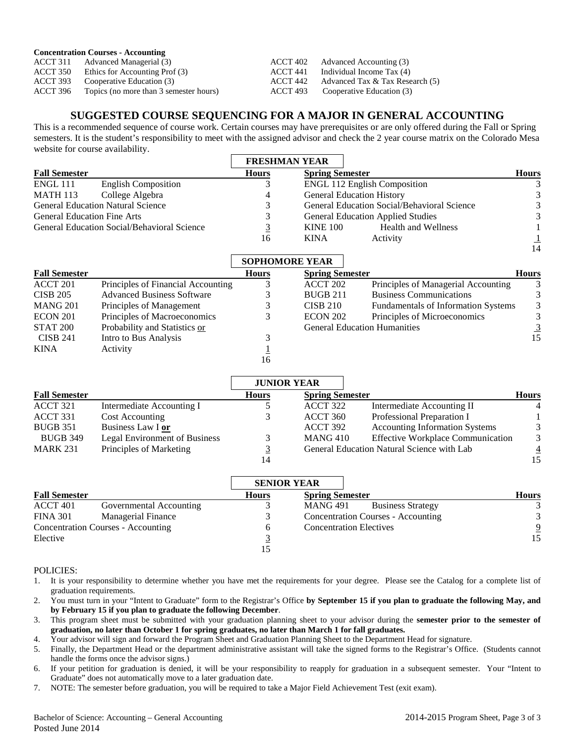**Concentration Courses - Accounting**

| | | | |
|---|---|---|---|
| ACCT 311 | Advanced Managerial (3) | ACCT 402 | Advanced Accounting (3) |
| ACCT 350 | Ethics for Accounting Prof (3) | ACCT 441 | Individual Income Tax (4) |
| ACCT 393 | Cooperative Education (3) | ACCT 442 | Advanced Tax & Tax Research (5) |
| ACCT 396 | Topics (no more than 3 semester hours) | ACCT 493 | Cooperative Education (3) |

## SUGGESTED COURSE SEQUENCING FOR A MAJOR IN GENERAL ACCOUNTING

This is a recommended sequence of course work. Certain courses may have prerequisites or are only offered during the Fall or Spring semesters. It is the student's responsibility to meet with the assigned advisor and check the 2 year course matrix on the Colorado Mesa website for course availability.

### FRESHMAN YEAR

| Fall Semester | | Hours | Spring Semester | | Hours |
|---|---|---|---|---|---|
| ENGL 111 | English Composition | 3 | ENGL 112 English Composition | | 3 |
| MATH 113 | College Algebra | 4 | General Education History | | 3 |
| General Education Natural Science | | 3 | General Education Social/Behavioral Science | | 3 |
| General Education Fine Arts | | 3 | General Education Applied Studies | | 3 |
| General Education Social/Behavioral Science | | 3 | KINE 100 | Health and Wellness | 1 |
| | | 16 | KINA | Activity | 1 |
| | | | | | 14 |

### SOPHOMORE YEAR

| Fall Semester | | Hours | Spring Semester | | Hours |
|---|---|---|---|---|---|
| ACCT 201 | Principles of Financial Accounting | 3 | ACCT 202 | Principles of Managerial Accounting | 3 |
| CISB 205 | Advanced Business Software | 3 | BUGB 211 | Business Communications | 3 |
| MANG 201 | Principles of Management | 3 | CISB 210 | Fundamentals of Information Systems | 3 |
| ECON 201 | Principles of Macroeconomics | 3 | ECON 202 | Principles of Microeconomics | 3 |
| STAT 200 | Probability and Statistics or | | General Education Humanities | | 3 |
| CISB 241 | Intro to Bus Analysis | 3 | | | 15 |
| KINA | Activity | 1 | | | |
| | | 16 | | | |

### JUNIOR YEAR

| Fall Semester | | Hours | Spring Semester | | Hours |
|---|---|---|---|---|---|
| ACCT 321 | Intermediate Accounting I | 5 | ACCT 322 | Intermediate Accounting II | 4 |
| ACCT 331 | Cost Accounting | 3 | ACCT 360 | Professional Preparation I | 1 |
| BUGB 351 | Business Law I **or** | | ACCT 392 | Accounting Information Systems | 3 |
| BUGB 349 | Legal Environment of Business | 3 | MANG 410 | Effective Workplace Communication | 3 |
| MARK 231 | Principles of Marketing | 3 | General Education Natural Science with Lab | | 4 |
| | | 14 | | | 15 |

### SENIOR YEAR

| Fall Semester | | Hours | Spring Semester | | Hours |
|---|---|---|---|---|---|
| ACCT 401 | Governmental Accounting | 3 | MANG 491 | Business Strategy | 3 |
| FINA 301 | Managerial Finance | 3 | Concentration Courses - Accounting | | 3 |
| Concentration Courses - Accounting | | 6 | Concentration Electives | | 9 |
| Elective | | 3 | | | 15 |
| | | 15 | | | |

POLICIES:

1. It is your responsibility to determine whether you have met the requirements for your degree. Please see the Catalog for a complete list of graduation requirements.
2. You must turn in your "Intent to Graduate" form to the Registrar's Office **by September 15 if you plan to graduate the following May, and by February 15 if you plan to graduate the following December**.
3. This program sheet must be submitted with your graduation planning sheet to your advisor during the **semester prior to the semester of graduation, no later than October 1 for spring graduates, no later than March 1 for fall graduates.**
4. Your advisor will sign and forward the Program Sheet and Graduation Planning Sheet to the Department Head for signature.
5. Finally, the Department Head or the department administrative assistant will take the signed forms to the Registrar's Office. (Students cannot handle the forms once the advisor signs.)
6. If your petition for graduation is denied, it will be your responsibility to reapply for graduation in a subsequent semester. Your "Intent to Graduate" does not automatically move to a later graduation date.
7. NOTE: The semester before graduation, you will be required to take a Major Field Achievement Test (exit exam).

Bachelor of Science: Accounting – General Accounting
Posted June 2014